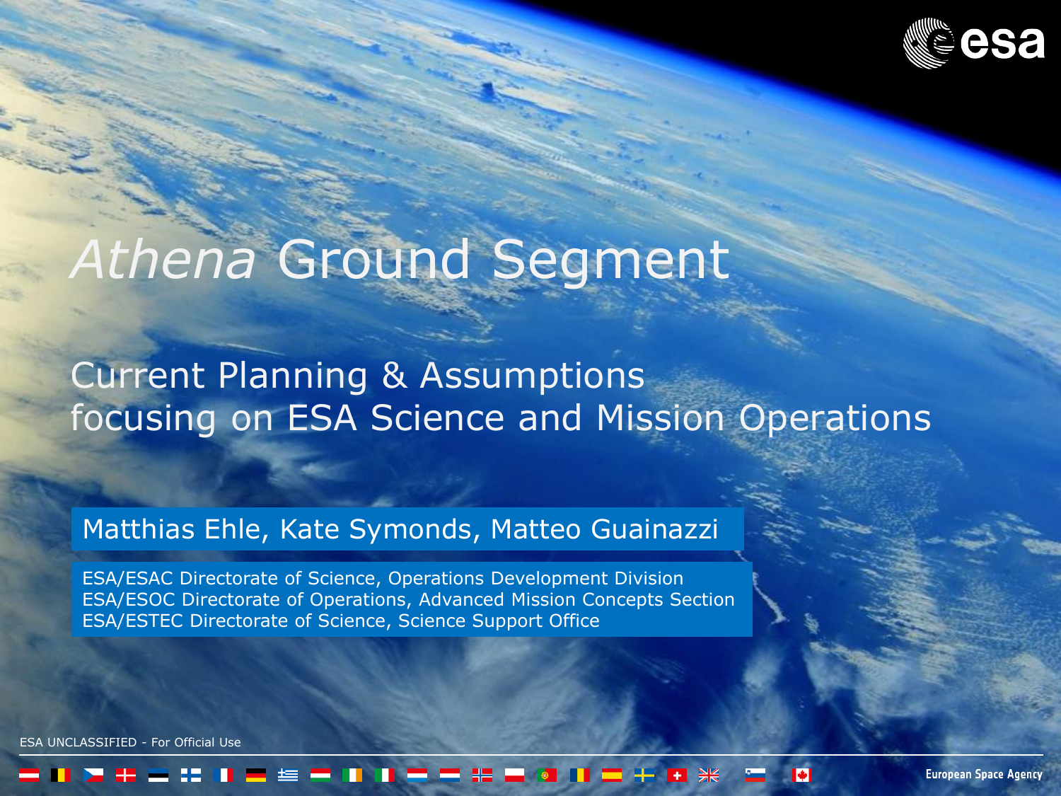# *Athena* Ground Segment

## Current Planning & Assumptions focusing on ESA Science and Mission Operations

Matthias Ehle, Kate Symonds, Matteo Guainazzi

ESA/ESAC Directorate of Science, Operations Development Division
ESA/ESOC Directorate of Operations, Advanced Mission Concepts Section
ESA/ESTEC Directorate of Science, Science Support Office

ESA UNCLASSIFIED - For Official Use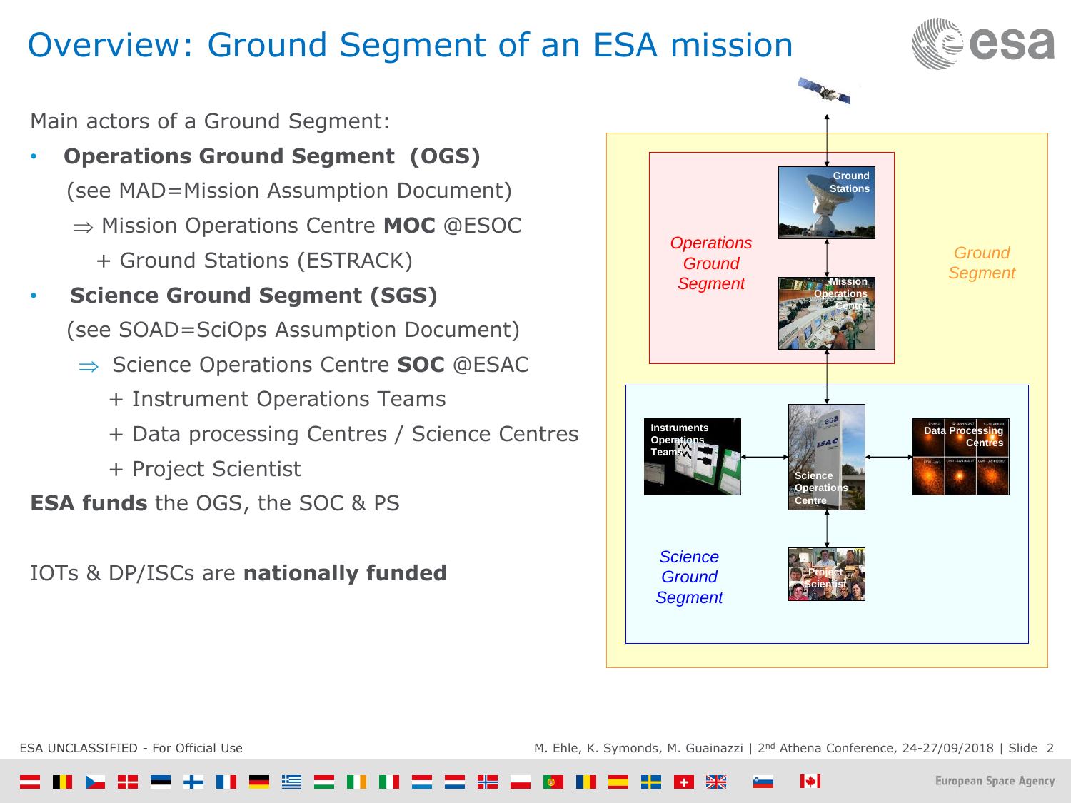# Overview: Ground Segment of an ESA mission

Main actors of a Ground Segment:

- **Operations Ground Segment (OGS)**

  (see MAD=Mission Assumption Document)

  ⇒ Mission Operations Centre **MOC** @ESOC

  + Ground Stations (ESTRACK)

- **Science Ground Segment (SGS)**

  (see SOAD=SciOps Assumption Document)

  ⇒ Science Operations Centre **SOC** @ESAC

  + Instrument Operations Teams

  + Data processing Centres / Science Centres

  + Project Scientist

**ESA funds** the OGS, the SOC & PS

IOTs & DP/ISCs are **nationally funded**

*Ground Segment*

*Operations Ground Segment*

Ground Stations

Mission Operations Centre

*Science Ground Segment*

Instruments Operations Teams

Science Operations Centre

Data Processing Centres

Project Scientist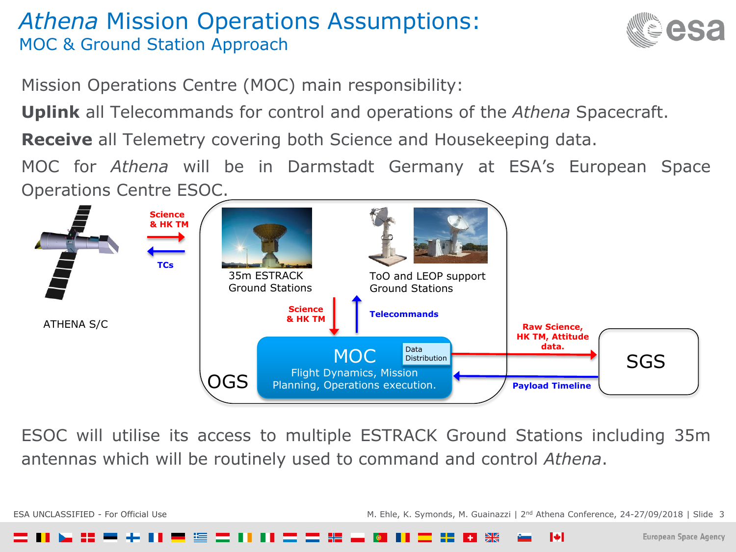# *Athena* Mission Operations Assumptions:
## MOC & Ground Station Approach

Mission Operations Centre (MOC) main responsibility:

**Uplink** all Telecommands for control and operations of the *Athena* Spacecraft.

**Receive** all Telemetry covering both Science and Housekeeping data.

MOC for *Athena* will be in Darmstadt Germany at ESA's European Space Operations Centre ESOC.

ATHENA S/C

Science & HK TM

TCs

35m ESTRACK Ground Stations

ToO and LEOP support Ground Stations

Science & HK TM

Telecommands

MOC

Flight Dynamics, Mission Planning, Operations execution.

Data Distribution

OGS

Raw Science, HK TM, Attitude data.

Payload Timeline

SGS

ESOC will utilise its access to multiple ESTRACK Ground Stations including 35m antennas which will be routinely used to command and control *Athena*.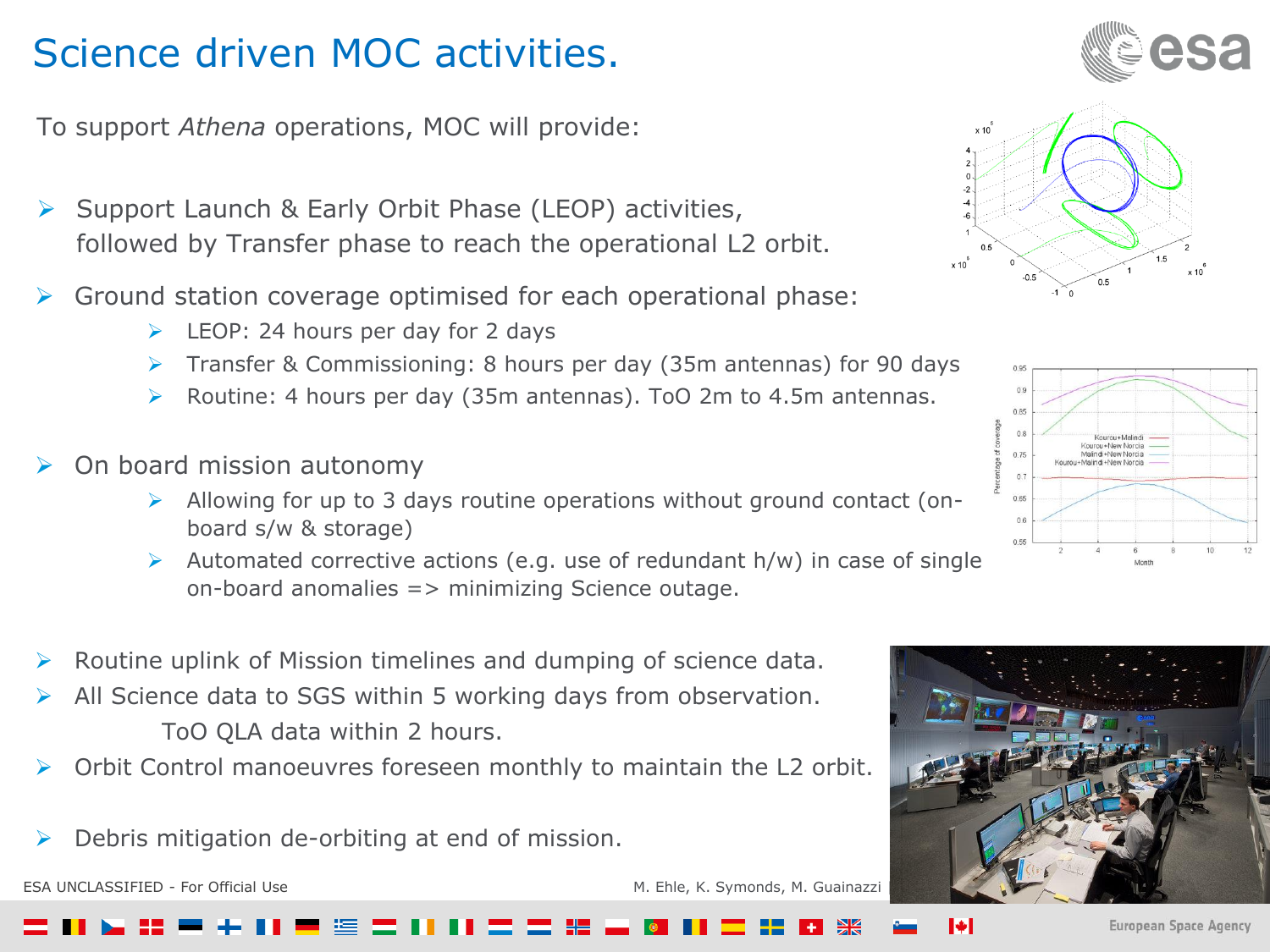# Science driven MOC activities.

To support *Athena* operations, MOC will provide:

- Support Launch & Early Orbit Phase (LEOP) activities, followed by Transfer phase to reach the operational L2 orbit.
- Ground station coverage optimised for each operational phase:
  - LEOP: 24 hours per day for 2 days
  - Transfer & Commissioning: 8 hours per day (35m antennas) for 90 days
  - Routine: 4 hours per day (35m antennas). ToO 2m to 4.5m antennas.
- On board mission autonomy
  - Allowing for up to 3 days routine operations without ground contact (on-board s/w & storage)
  - Automated corrective actions (e.g. use of redundant h/w) in case of single on-board anomalies => minimizing Science outage.
- Routine uplink of Mission timelines and dumping of science data.
- All Science data to SGS within 5 working days from observation.
  ToO QLA data within 2 hours.
- Orbit Control manoeuvres foreseen monthly to maintain the L2 orbit.
- Debris mitigation de-orbiting at end of mission.

ESA UNCLASSIFIED - For Official Use

M. Ehle, K. Symonds, M. Guainazzi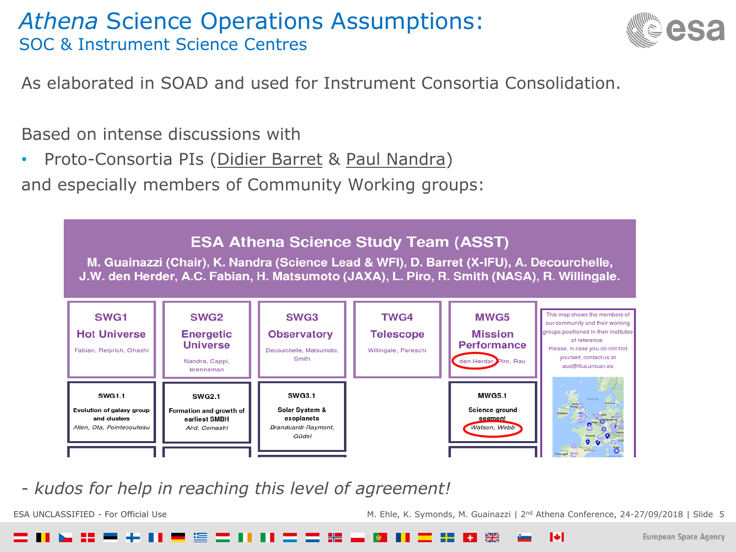# *Athena* Science Operations Assumptions:
## SOC & Instrument Science Centres

As elaborated in SOAD and used for Instrument Consortia Consolidation.

Based on intense discussions with

- Proto-Consortia PIs (Didier Barret & Paul Nandra)

and especially members of Community Working groups:

**ESA Athena Science Study Team (ASST)**

**M. Guainazzi (Chair), K. Nandra (Science Lead & WFI), D. Barret (X-IFU), A. Decourchelle, J.W. den Herder, A.C. Fabian, H. Matsumoto (JAXA), L. Piro, R. Smith (NASA), R. Willingale.**

| SWG1 Hot Universe | SWG2 Energetic Universe | SWG3 Observatory | TWG4 Telescope | MWG5 Mission Performance |
|---|---|---|---|---|
| Fabian, Reiprich, Ohashi | Nandra, Cappi, Brenneman | Decourchelle, Matsumoto, Smith | Willingale, Pareschi | den Herder, Piro, Rau |
| **SWG1.1** Evolution of galaxy group and clusters *Allen, Ota, Pointecouteau* | **SWG2.1** Formation and growth of earliest SMBH *Aird, Comastri* | **SWG3.1** Solar System & exoplanets *Branduardi-Raymont, Güdel* | | **MWG5.1** Science ground segment *Watson, Webb* |

This map shows the members of our community and their working groups positioned in their institutes of reference. Please, in case you do not find yourself, contact us at aco@ifca.unican.es

*- kudos for help in reaching this level of agreement!*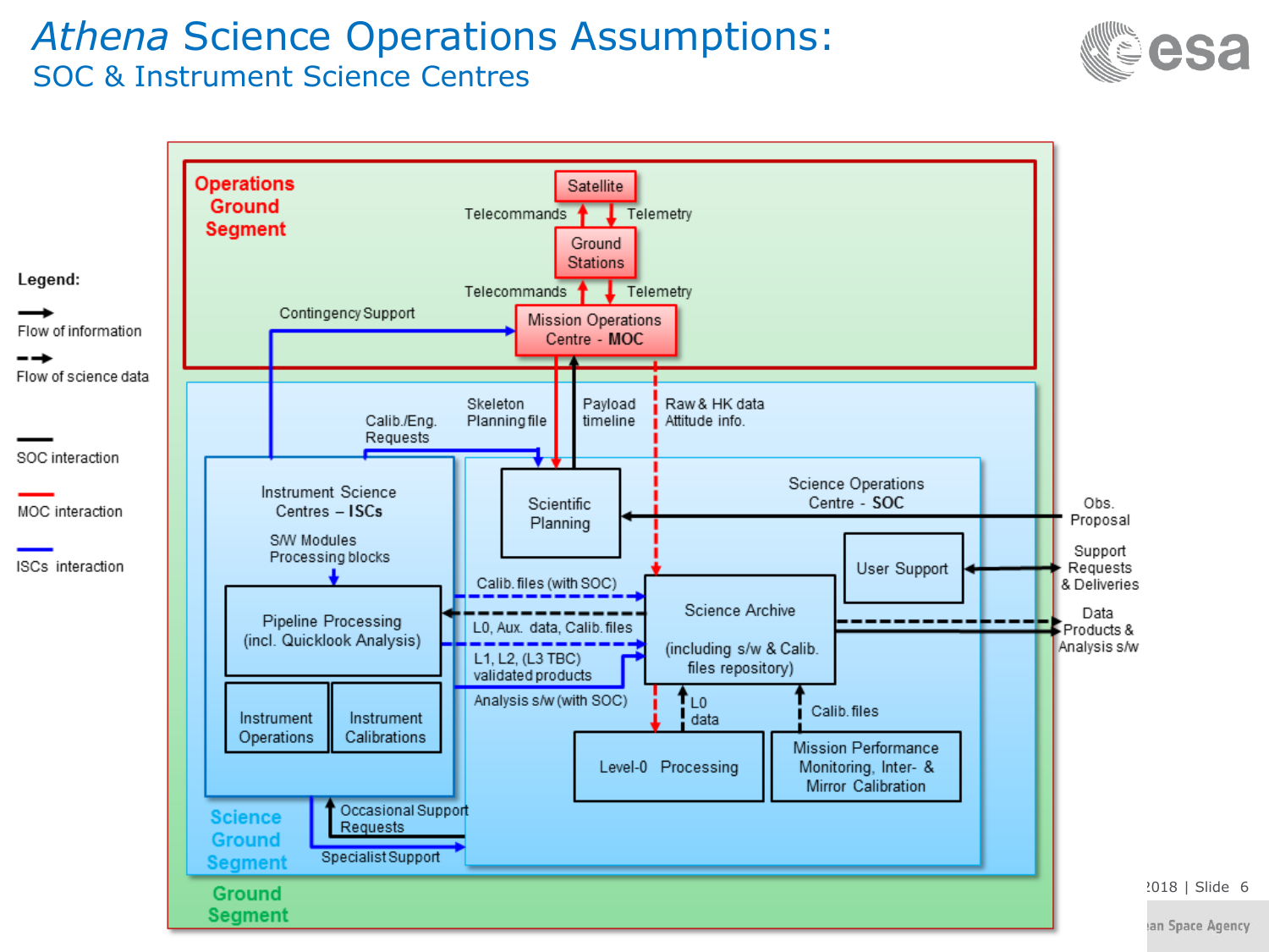# *Athena* Science Operations Assumptions:

## SOC & Instrument Science Centres

**Legend:**

- Flow of information (solid arrow)
- Flow of science data (dashed arrow)
- SOC interaction (black)
- MOC interaction (red)
- ISCs interaction (blue)

**Ground Segment**

**Operations Ground Segment**

- Satellite
- Telecommands / Telemetry
- Ground Stations
- Telecommands / Telemetry
- Mission Operations Centre - **MOC**
- Contingency Support

**Science Ground Segment**

Instrument Science Centres – **ISCs**

- S/W Modules Processing blocks
- Pipeline Processing (incl. Quicklook Analysis)
- Instrument Operations
- Instrument Calibrations

Science Operations Centre - **SOC**

- Scientific Planning
- User Support
- Science Archive (including s/w & Calib. files repository)
- Level-0 Processing
- Mission Performance Monitoring, Inter- & Mirror Calibration

Flows:

- Calib./Eng. Requests
- Skeleton Planning file
- Payload timeline
- Raw & HK data Attitude info.
- Calib. files (with SOC)
- L0, Aux. data, Calib. files
- L1, L2, (L3 TBC) validated products
- Analysis s/w (with SOC)
- L0 data
- Calib. files
- Occasional Support Requests
- Specialist Support
- Obs. Proposal
- Support Requests & Deliveries
- Data Products & Analysis s/w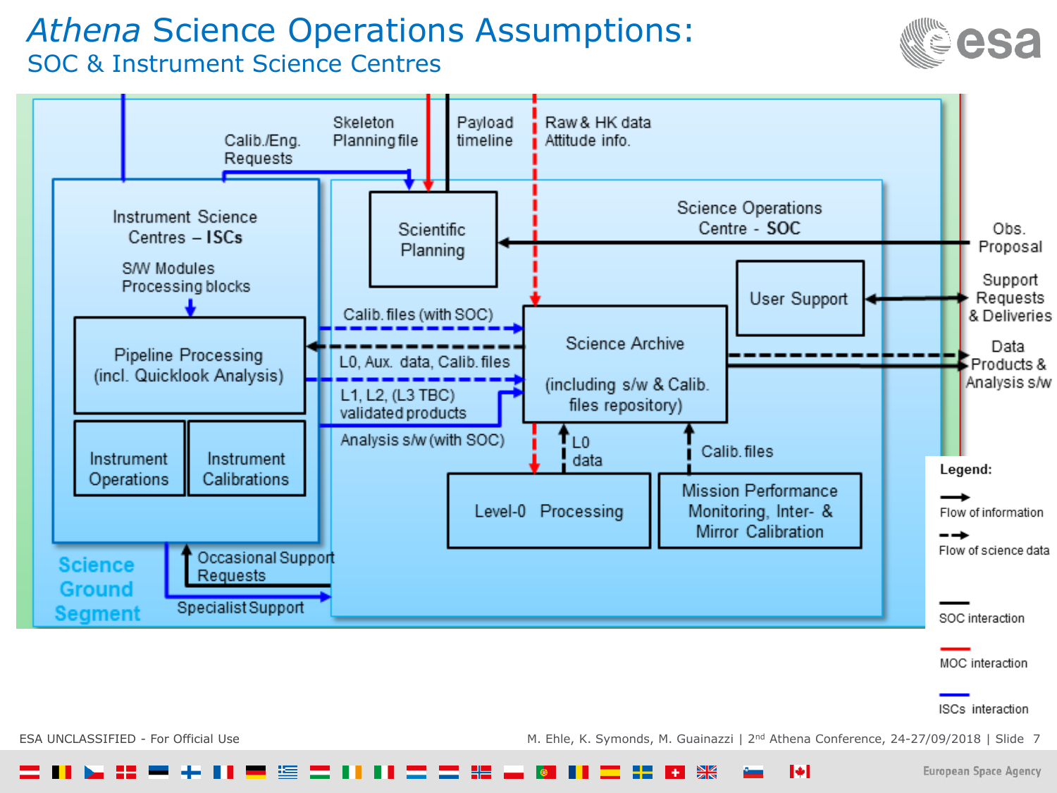# *Athena* Science Operations Assumptions:

## SOC & Instrument Science Centres

Calib./Eng. Requests

Skeleton Planning file

Payload timeline

Raw & HK data Attitude info.

Instrument Science Centres – **ISCs**

S/W Modules Processing blocks

Pipeline Processing (incl. Quicklook Analysis)

Instrument Operations

Instrument Calibrations

Scientific Planning

Science Operations Centre - **SOC**

Obs. Proposal

User Support

Support Requests & Deliveries

Calib. files (with SOC)

L0, Aux. data, Calib. files

L1, L2, (L3 TBC) validated products

Analysis s/w (with SOC)

Science Archive

(including s/w & Calib. files repository)

Data Products & Analysis s/w

L0 data

Calib. files

Level-0 Processing

Mission Performance Monitoring, Inter- & Mirror Calibration

Occasional Support Requests

Specialist Support

Science Ground Segment

**Legend:**

- Flow of information
- Flow of science data
- SOC interaction
- MOC interaction
- ISCs interaction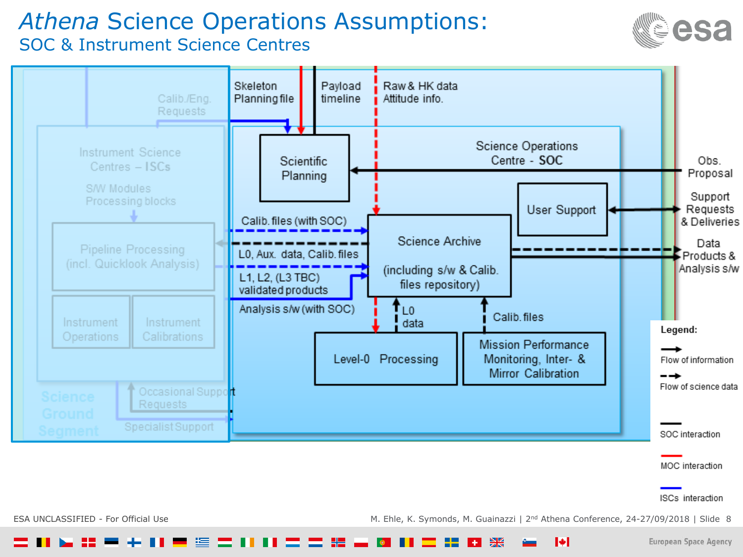# *Athena* Science Operations Assumptions:

## SOC & Instrument Science Centres

Calib./Eng. Requests

Instrument Science Centres – ISCs

S/W Modules Processing blocks

Pipeline Processing (incl. Quicklook Analysis)

Instrument Operations

Instrument Calibrations

Science Ground Segment

Occasional Support Requests

Specialist Support

Skeleton Planning file

Payload timeline

Raw & HK data Attitude info.

Scientific Planning

Science Operations Centre - **SOC**

Obs. Proposal

User Support

Support Requests & Deliveries

Calib. files (with SOC)

L0, Aux. data, Calib. files

L1, L2, (L3 TBC) validated products

Analysis s/w (with SOC)

Science Archive

(including s/w & Calib. files repository)

Data Products & Analysis s/w

L0 data

Calib. files

Level-0 Processing

Mission Performance Monitoring, Inter- & Mirror Calibration

**Legend:**

- Flow of information
- Flow of science data
- SOC interaction
- MOC interaction
- ISCs interaction

ESA UNCLASSIFIED - For Official Use

M. Ehle, K. Symonds, M. Guainazzi | 2nd Athena Conference, 24-27/09/2018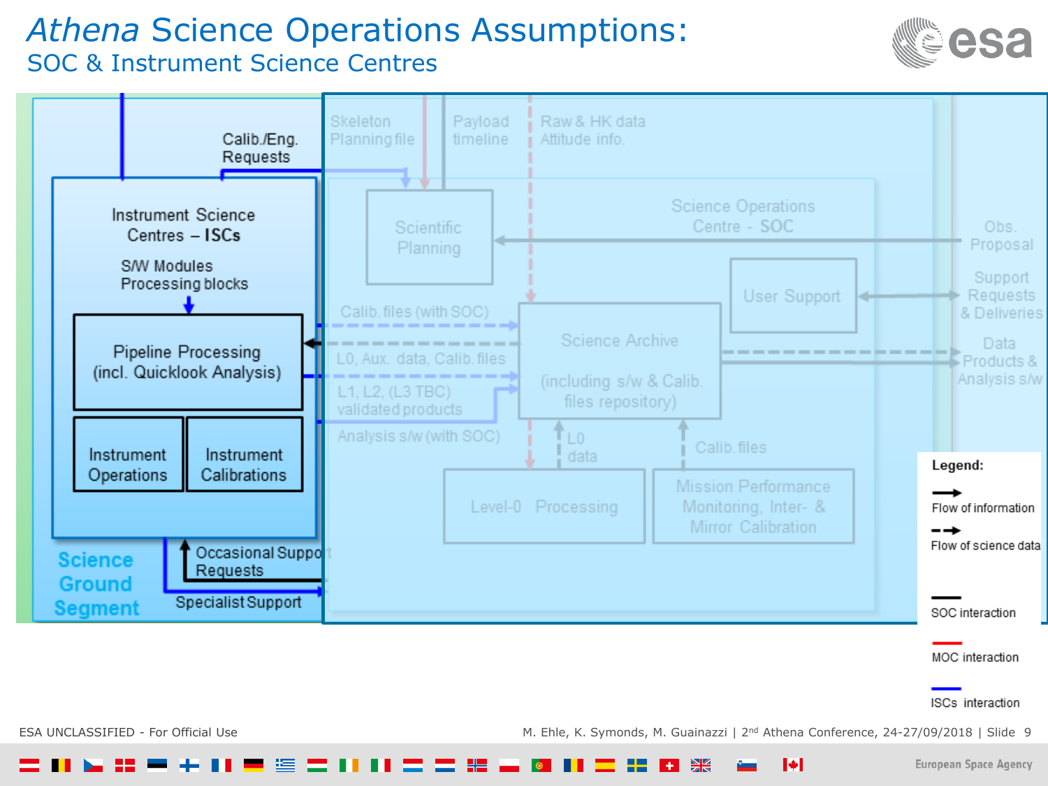# *Athena* Science Operations Assumptions:

## SOC & Instrument Science Centres

Calib./Eng. Requests

Skeleton Planning file

Payload timeline

Raw & HK data Attitude info.

Instrument Science Centres – **ISCs**

S/W Modules Processing blocks

Pipeline Processing (incl. Quicklook Analysis)

Instrument Operations

Instrument Calibrations

Scientific Planning

Science Operations Centre - SOC

Obs. Proposal

User Support

Support Requests & Deliveries

Calib. files (with SOC)

L0, Aux. data, Calib. files

L1, L2, (L3 TBC) validated products

Analysis s/w (with SOC)

Science Archive

(including s/w & Calib. files repository)

Data Products & Analysis s/w

L0 data

Calib. files

Level-0 Processing

Mission Performance Monitoring, Inter- & Mirror Calibration

Occasional Support Requests

Specialist Support

**Science Ground Segment**

**Legend:**

- Flow of information
- Flow of science data
- SOC interaction
- MOC interaction
- ISCs interaction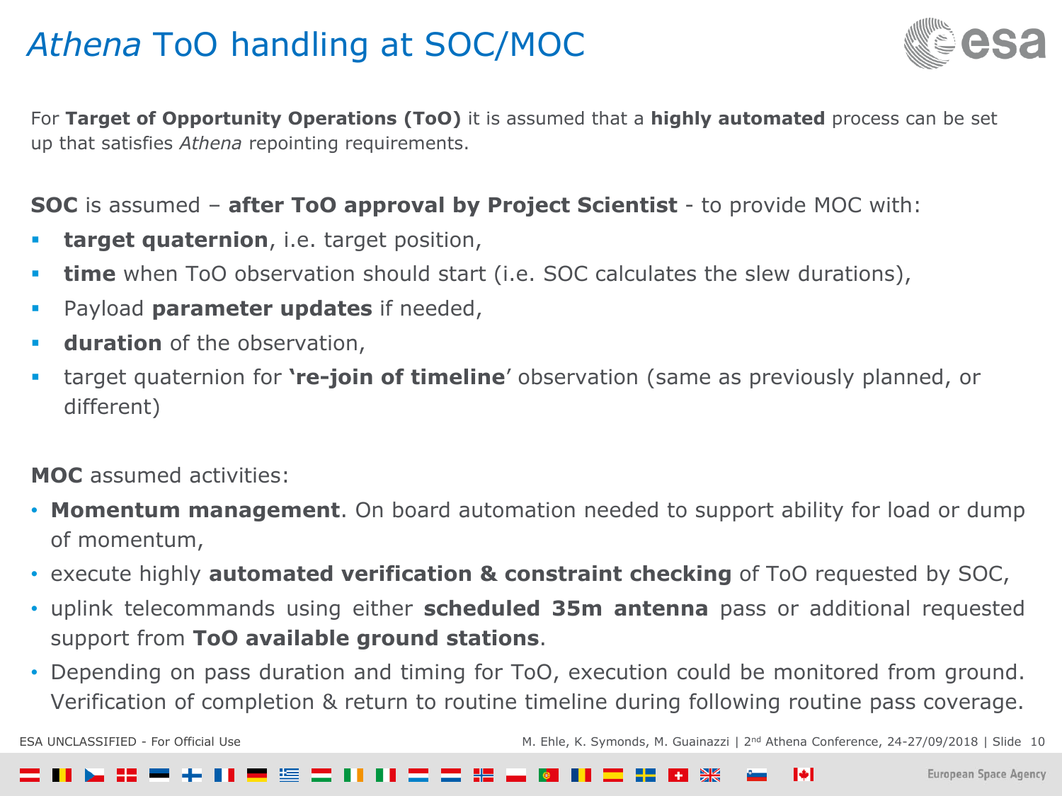# *Athena* ToO handling at SOC/MOC

For **Target of Opportunity Operations (ToO)** it is assumed that a **highly automated** process can be set up that satisfies *Athena* repointing requirements.

**SOC** is assumed – **after ToO approval by Project Scientist** - to provide MOC with:

- **target quaternion**, i.e. target position,
- **time** when ToO observation should start (i.e. SOC calculates the slew durations),
- Payload **parameter updates** if needed,
- **duration** of the observation,
- target quaternion for **'re-join of timeline**' observation (same as previously planned, or different)

**MOC** assumed activities:

- **Momentum management**. On board automation needed to support ability for load or dump of momentum,
- execute highly **automated verification & constraint checking** of ToO requested by SOC,
- uplink telecommands using either **scheduled 35m antenna** pass or additional requested support from **ToO available ground stations**.
- Depending on pass duration and timing for ToO, execution could be monitored from ground. Verification of completion & return to routine timeline during following routine pass coverage.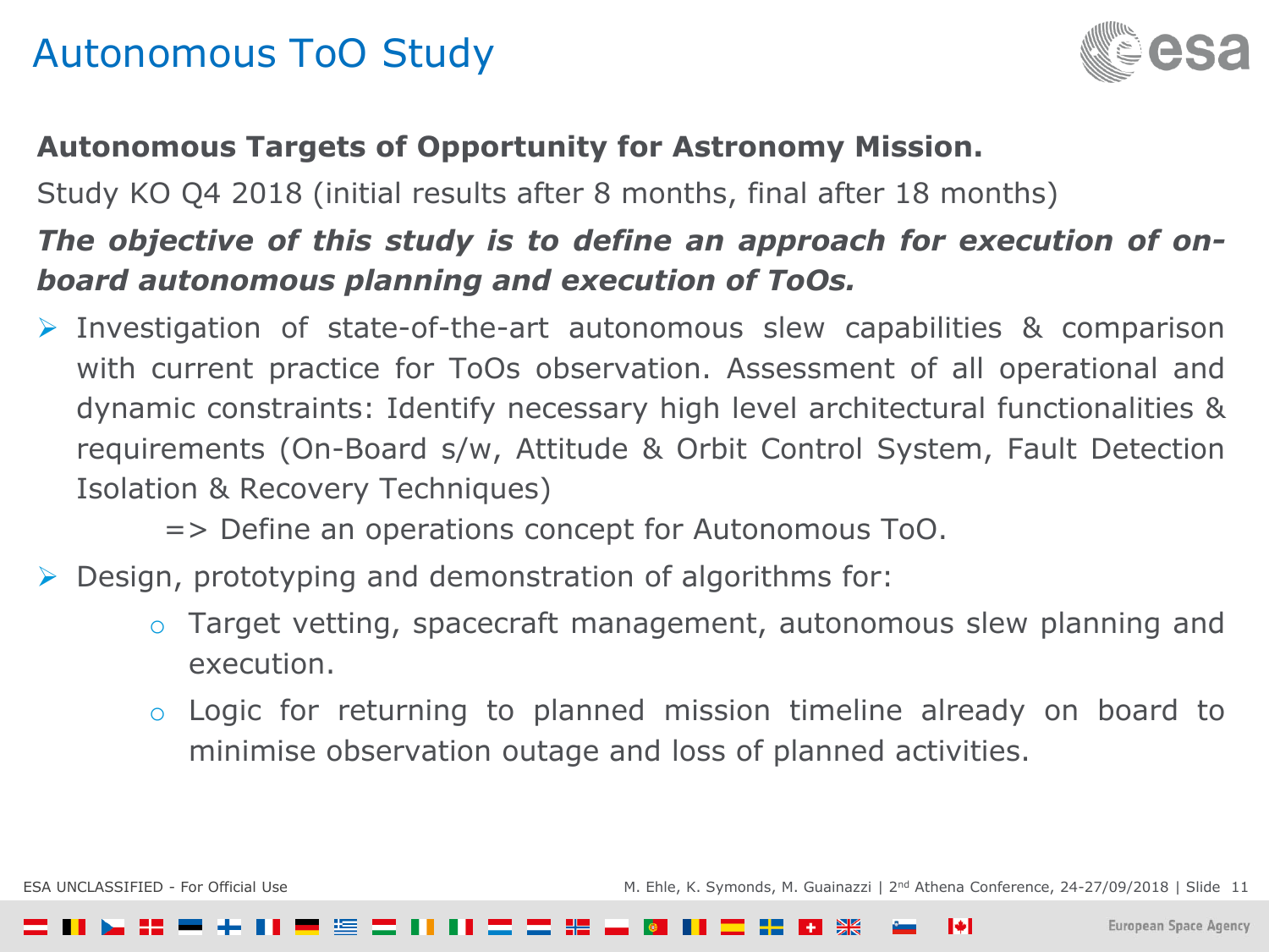# Autonomous ToO Study

**Autonomous Targets of Opportunity for Astronomy Mission.**

Study KO Q4 2018 (initial results after 8 months, final after 18 months)

***The objective of this study is to define an approach for execution of on-board autonomous planning and execution of ToOs.***

- Investigation of state-of-the-art autonomous slew capabilities & comparison with current practice for ToOs observation. Assessment of all operational and dynamic constraints: Identify necessary high level architectural functionalities & requirements (On-Board s/w, Attitude & Orbit Control System, Fault Detection Isolation & Recovery Techniques)

  => Define an operations concept for Autonomous ToO.

- Design, prototyping and demonstration of algorithms for:
  - Target vetting, spacecraft management, autonomous slew planning and execution.
  - Logic for returning to planned mission timeline already on board to minimise observation outage and loss of planned activities.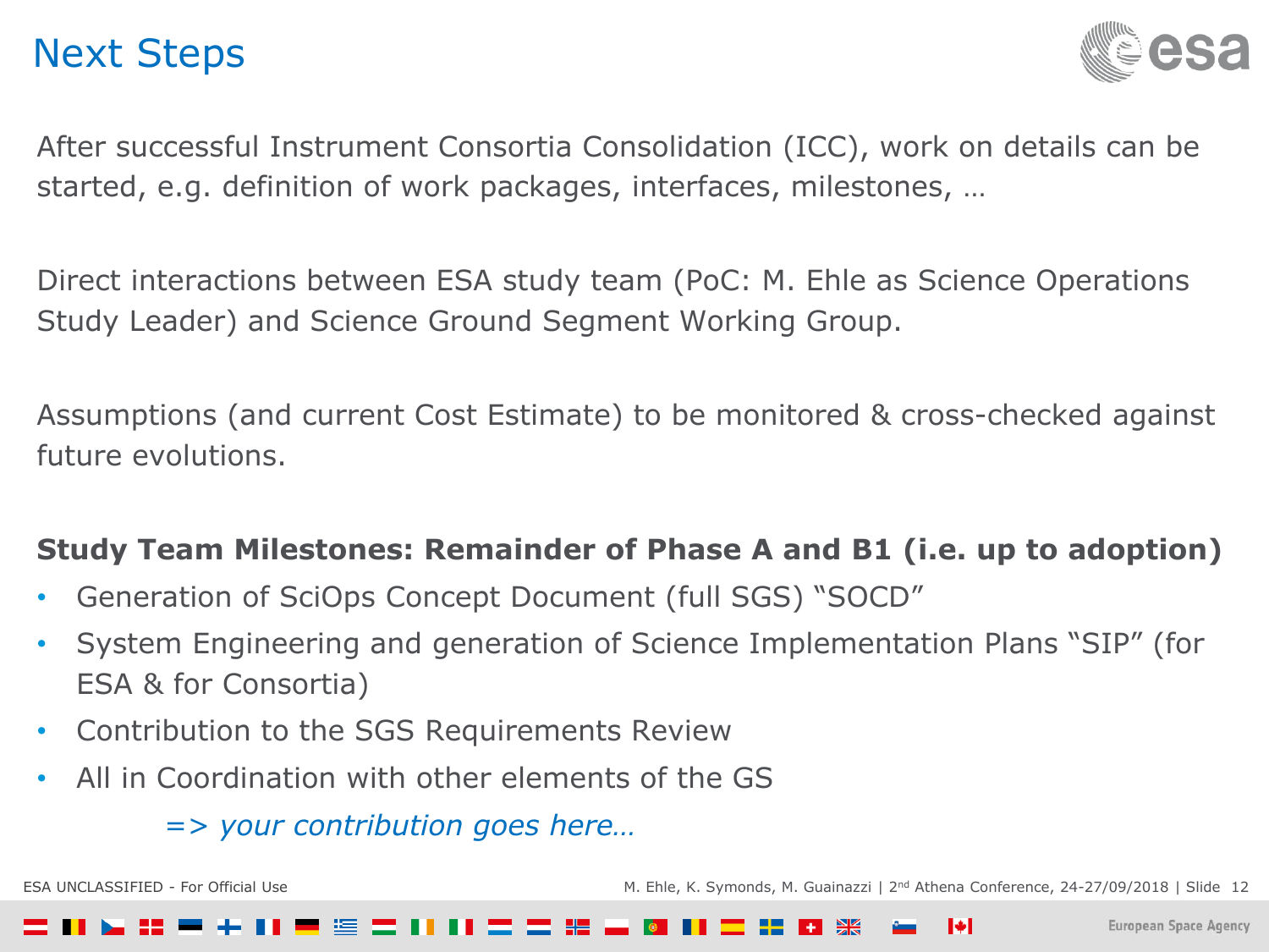# Next Steps

After successful Instrument Consortia Consolidation (ICC), work on details can be started, e.g. definition of work packages, interfaces, milestones, …

Direct interactions between ESA study team (PoC: M. Ehle as Science Operations Study Leader) and Science Ground Segment Working Group.

Assumptions (and current Cost Estimate) to be monitored & cross-checked against future evolutions.

**Study Team Milestones: Remainder of Phase A and B1 (i.e. up to adoption)**

- Generation of SciOps Concept Document (full SGS) "SOCD"
- System Engineering and generation of Science Implementation Plans "SIP" (for ESA & for Consortia)
- Contribution to the SGS Requirements Review
- All in Coordination with other elements of the GS

*=> your contribution goes here…*